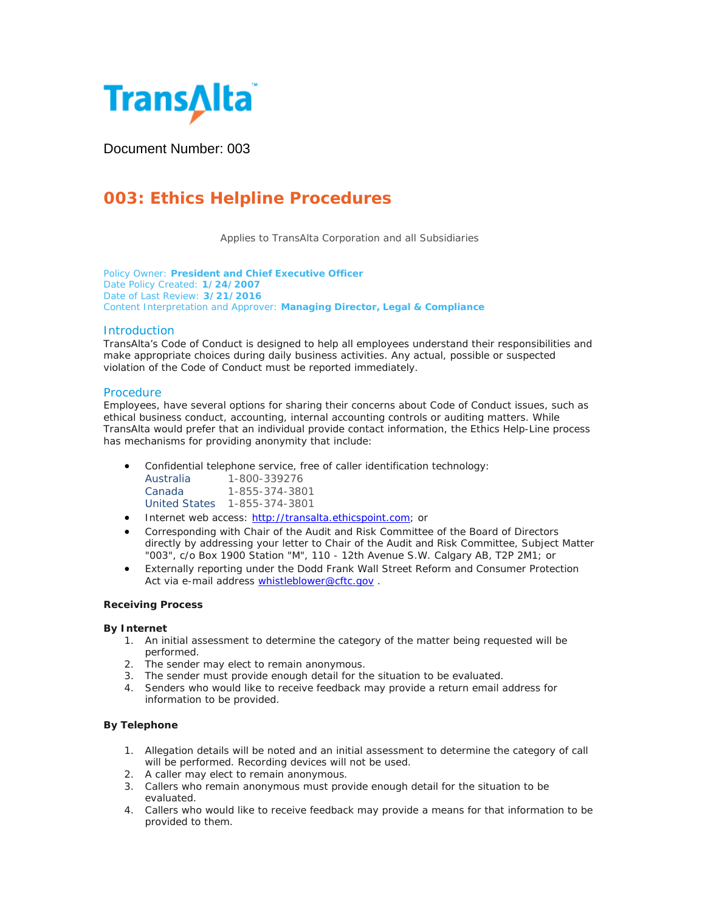TransAlta

Document Number: 003

# 003: Ethics Helpline Procedures

Applies to TransAlta Corporation and all Subsidiaries

Policy Owner: **President and Chief Executive Officer**
Date Policy Created: **1/24/2007**
Date of Last Review: **3/21/2016**
Content Interpretation and Approver: **Managing Director, Legal & Compliance**

## Introduction

TransAlta's Code of Conduct is designed to help all employees understand their responsibilities and make appropriate choices during daily business activities. Any actual, possible or suspected violation of the Code of Conduct must be reported immediately.

## Procedure

Employees, have several options for sharing their concerns about Code of Conduct issues, such as ethical business conduct, accounting, internal accounting controls or auditing matters. While TransAlta would prefer that an individual provide contact information, the Ethics Help-Line process has mechanisms for providing anonymity that include:

- Confidential telephone service, free of caller identification technology:
  Australia 1-800-339276
  Canada 1-855-374-3801
  United States 1-855-374-3801
- Internet web access: http://transalta.ethicspoint.com; or
- Corresponding with Chair of the Audit and Risk Committee of the Board of Directors directly by addressing your letter to Chair of the Audit and Risk Committee, Subject Matter "003", c/o Box 1900 Station "M", 110 - 12th Avenue S.W. Calgary AB, T2P 2M1; or
- Externally reporting under the Dodd Frank Wall Street Reform and Consumer Protection Act via e-mail address whistleblower@cftc.gov .

**Receiving Process**

**By Internet**

1. An initial assessment to determine the category of the matter being requested will be performed.
2. The sender may elect to remain anonymous.
3. The sender must provide enough detail for the situation to be evaluated.
4. Senders who would like to receive feedback may provide a return email address for information to be provided.

**By Telephone**

1. Allegation details will be noted and an initial assessment to determine the category of call will be performed. Recording devices will not be used.
2. A caller may elect to remain anonymous.
3. Callers who remain anonymous must provide enough detail for the situation to be evaluated.
4. Callers who would like to receive feedback may provide a means for that information to be provided to them.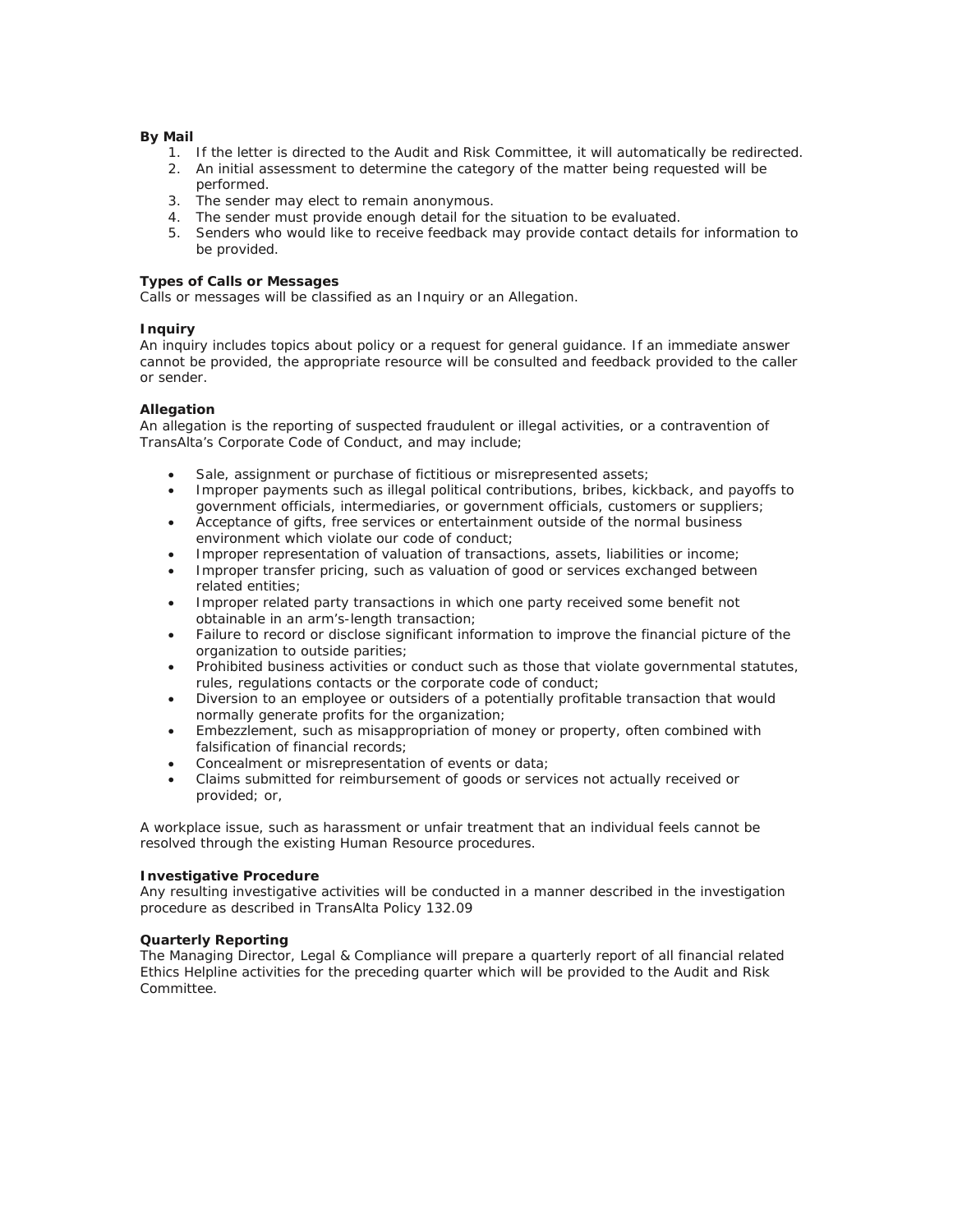**By Mail**

1. If the letter is directed to the Audit and Risk Committee, it will automatically be redirected.
2. An initial assessment to determine the category of the matter being requested will be performed.
3. The sender may elect to remain anonymous.
4. The sender must provide enough detail for the situation to be evaluated.
5. Senders who would like to receive feedback may provide contact details for information to be provided.

**Types of Calls or Messages**

Calls or messages will be classified as an Inquiry or an Allegation.

**Inquiry**

An inquiry includes topics about policy or a request for general guidance. If an immediate answer cannot be provided, the appropriate resource will be consulted and feedback provided to the caller or sender.

**Allegation**

An allegation is the reporting of suspected fraudulent or illegal activities, or a contravention of TransAlta's Corporate Code of Conduct, and may include;

- Sale, assignment or purchase of fictitious or misrepresented assets;
- Improper payments such as illegal political contributions, bribes, kickback, and payoffs to government officials, intermediaries, or government officials, customers or suppliers;
- Acceptance of gifts, free services or entertainment outside of the normal business environment which violate our code of conduct;
- Improper representation of valuation of transactions, assets, liabilities or income;
- Improper transfer pricing, such as valuation of good or services exchanged between related entities;
- Improper related party transactions in which one party received some benefit not obtainable in an arm's-length transaction;
- Failure to record or disclose significant information to improve the financial picture of the organization to outside parities;
- Prohibited business activities or conduct such as those that violate governmental statutes, rules, regulations contacts or the corporate code of conduct;
- Diversion to an employee or outsiders of a potentially profitable transaction that would normally generate profits for the organization;
- Embezzlement, such as misappropriation of money or property, often combined with falsification of financial records;
- Concealment or misrepresentation of events or data;
- Claims submitted for reimbursement of goods or services not actually received or provided; or,

A workplace issue, such as harassment or unfair treatment that an individual feels cannot be resolved through the existing Human Resource procedures.

**Investigative Procedure**

Any resulting investigative activities will be conducted in a manner described in the investigation procedure as described in TransAlta Policy 132.09

**Quarterly Reporting**

The Managing Director, Legal & Compliance will prepare a quarterly report of all financial related Ethics Helpline activities for the preceding quarter which will be provided to the Audit and Risk Committee.